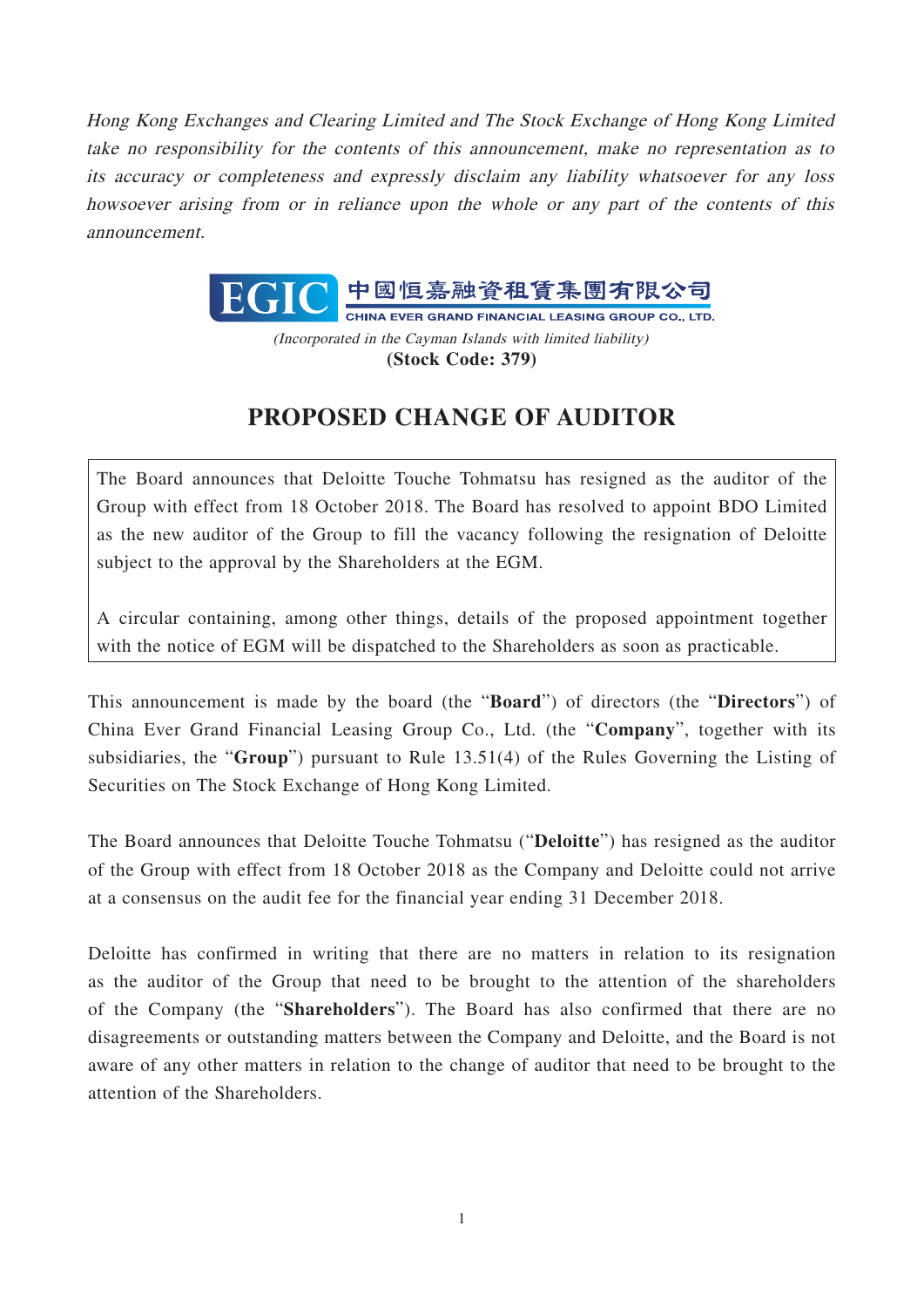*Hong Kong Exchanges and Clearing Limited and The Stock Exchange of Hong Kong Limited take no responsibility for the contents of this announcement, make no representation as to its accuracy or completeness and expressly disclaim any liability whatsoever for any loss howsoever arising from or in reliance upon the whole or any part of the contents of this announcement.*

EGIC 中國恒嘉融資租賃集團有限公司
CHINA EVER GRAND FINANCIAL LEASING GROUP CO., LTD.

*(Incorporated in the Cayman Islands with limited liability)*
**(Stock Code: 379)**

# PROPOSED CHANGE OF AUDITOR

The Board announces that Deloitte Touche Tohmatsu has resigned as the auditor of the Group with effect from 18 October 2018. The Board has resolved to appoint BDO Limited as the new auditor of the Group to fill the vacancy following the resignation of Deloitte subject to the approval by the Shareholders at the EGM.

A circular containing, among other things, details of the proposed appointment together with the notice of EGM will be dispatched to the Shareholders as soon as practicable.

This announcement is made by the board (the "**Board**") of directors (the "**Directors**") of China Ever Grand Financial Leasing Group Co., Ltd. (the "**Company**", together with its subsidiaries, the "**Group**") pursuant to Rule 13.51(4) of the Rules Governing the Listing of Securities on The Stock Exchange of Hong Kong Limited.

The Board announces that Deloitte Touche Tohmatsu ("**Deloitte**") has resigned as the auditor of the Group with effect from 18 October 2018 as the Company and Deloitte could not arrive at a consensus on the audit fee for the financial year ending 31 December 2018.

Deloitte has confirmed in writing that there are no matters in relation to its resignation as the auditor of the Group that need to be brought to the attention of the shareholders of the Company (the "**Shareholders**"). The Board has also confirmed that there are no disagreements or outstanding matters between the Company and Deloitte, and the Board is not aware of any other matters in relation to the change of auditor that need to be brought to the attention of the Shareholders.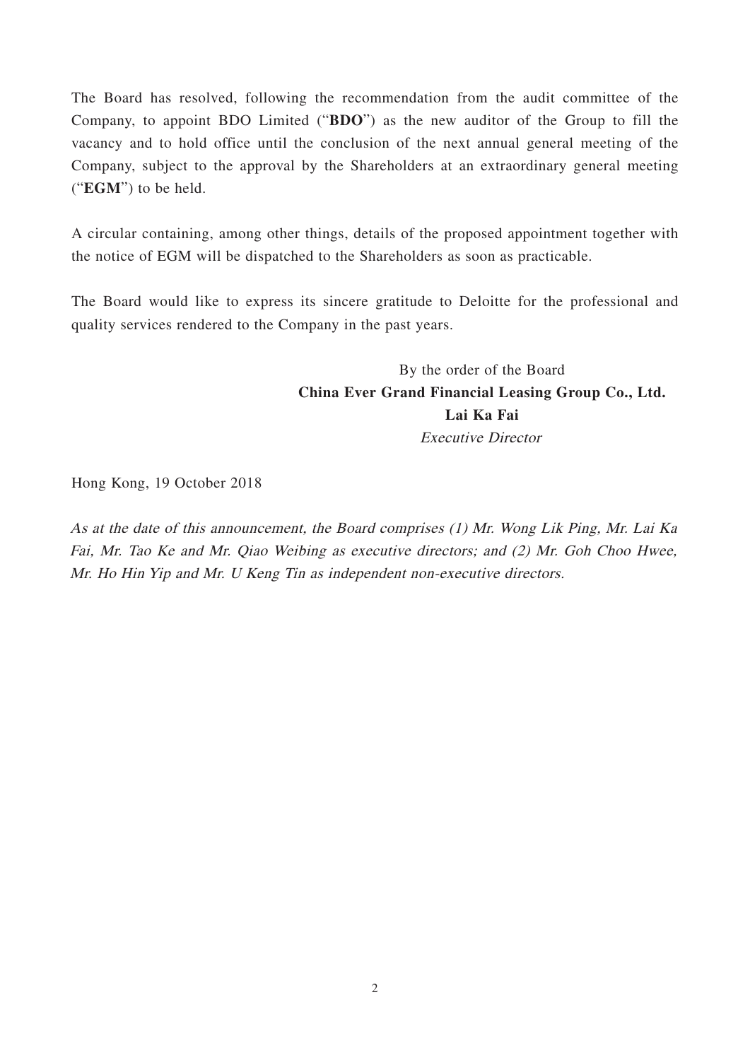The Board has resolved, following the recommendation from the audit committee of the Company, to appoint BDO Limited ("**BDO**") as the new auditor of the Group to fill the vacancy and to hold office until the conclusion of the next annual general meeting of the Company, subject to the approval by the Shareholders at an extraordinary general meeting ("**EGM**") to be held.

A circular containing, among other things, details of the proposed appointment together with the notice of EGM will be dispatched to the Shareholders as soon as practicable.

The Board would like to express its sincere gratitude to Deloitte for the professional and quality services rendered to the Company in the past years.

By the order of the Board
**China Ever Grand Financial Leasing Group Co., Ltd.**
**Lai Ka Fai**
*Executive Director*

Hong Kong, 19 October 2018

*As at the date of this announcement, the Board comprises (1) Mr. Wong Lik Ping, Mr. Lai Ka Fai, Mr. Tao Ke and Mr. Qiao Weibing as executive directors; and (2) Mr. Goh Choo Hwee, Mr. Ho Hin Yip and Mr. U Keng Tin as independent non-executive directors.*